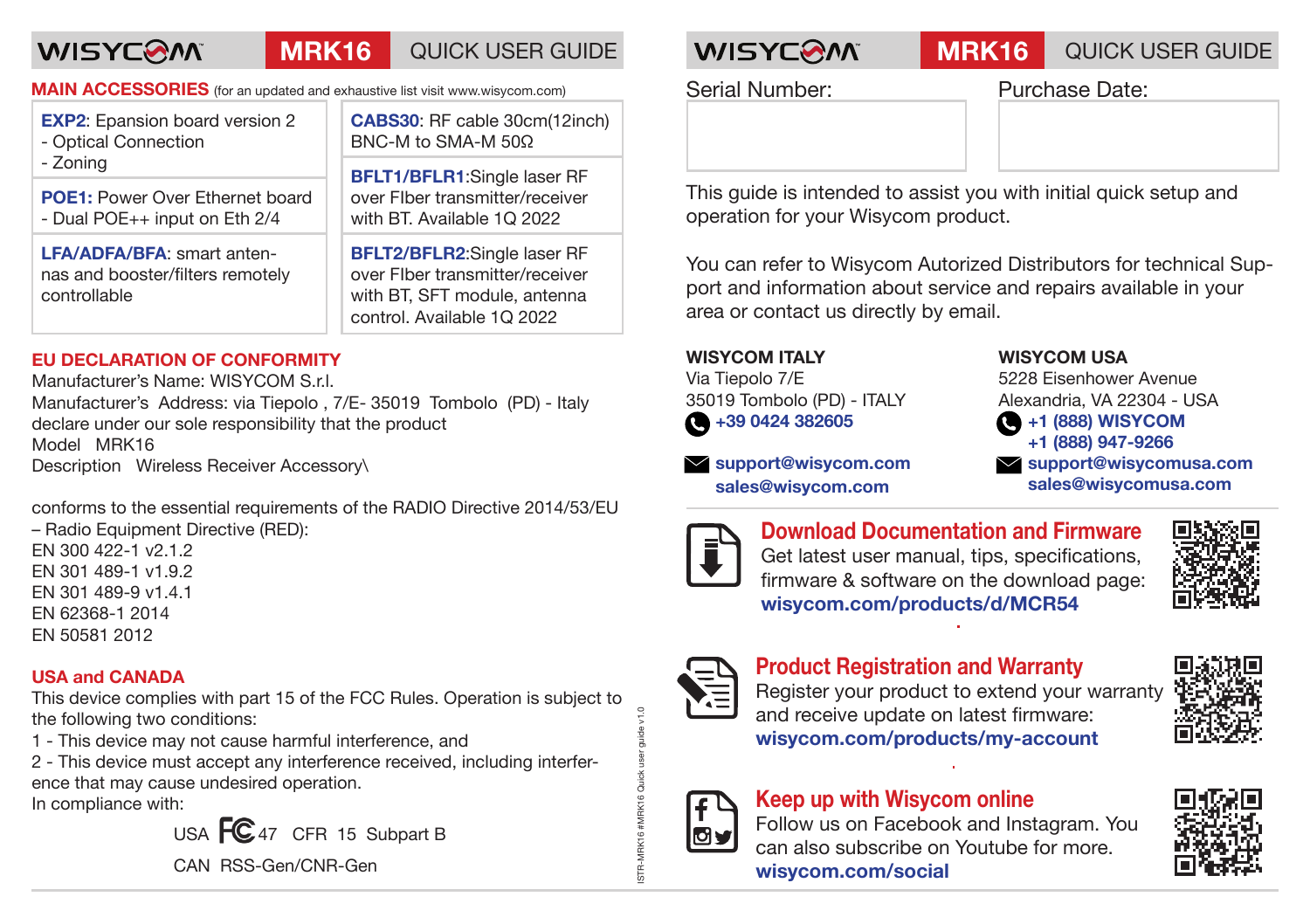# WISYCOM MRK16 QUICK USER GUIDE

## MAIN ACCESSORIES (for an updated and exhaustive list visit www.wisycom.com)

| | |
|---|---|
| **EXP2**: Epansion board version 2 - Optical Connection - Zoning | **CABS30**: RF cable 30cm(12inch) BNC-M to SMA-M 50Ω |
| **POE1:** Power Over Ethernet board - Dual POE++ input on Eth 2/4 | **BFLT1/BFLR1**:Single laser RF over FIber transmitter/receiver with BT. Available 1Q 2022 |
| **LFA/ADFA/BFA**: smart antennas and booster/filters remotely controllable | **BFLT2/BFLR2**:Single laser RF over FIber transmitter/receiver with BT, SFT module, antenna control. Available 1Q 2022 |

## EU DECLARATION OF CONFORMITY

Manufacturer's Name: WISYCOM S.r.l.
Manufacturer's Address: via Tiepolo , 7/E- 35019 Tombolo (PD) - Italy
declare under our sole responsibility that the product
Model MRK16
Description Wireless Receiver Accessory\

conforms to the essential requirements of the RADIO Directive 2014/53/EU
– Radio Equipment Directive (RED):
EN 300 422-1 v2.1.2
EN 301 489-1 v1.9.2
EN 301 489-9 v1.4.1
EN 62368-1 2014
EN 50581 2012

## USA and CANADA

This device complies with part 15 of the FCC Rules. Operation is subject to the following two conditions:
1 - This device may not cause harmful interference, and
2 - This device must accept any interference received, including interference that may cause undesired operation.
In compliance with:

USA FC 47 CFR 15 Subpart B

CAN RSS-Gen/CNR-Gen

ISTR-MRK16 #MRK16 Quick user guide v1.0

# WISYCOM MRK16 QUICK USER GUIDE

Serial Number:

Purchase Date:

This guide is intended to assist you with initial quick setup and operation for your Wisycom product.

You can refer to Wisycom Autorized Distributors for technical Support and information about service and repairs available in your area or contact us directly by email.

**WISYCOM ITALY**
Via Tiepolo 7/E
35019 Tombolo (PD) - ITALY
**+39 0424 382605**
**support@wisycom.com**
**sales@wisycom.com**

**WISYCOM USA**
5228 Eisenhower Avenue
Alexandria, VA 22304 - USA
**+1 (888) WISYCOM**
**+1 (888) 947-9266**
**support@wisycomusa.com**
**sales@wisycomusa.com**

### Download Documentation and Firmware

Get latest user manual, tips, specifications, firmware & software on the download page:
**wisycom.com/products/d/MCR54**

### Product Registration and Warranty

Register your product to extend your warranty and receive update on latest firmware:
**wisycom.com/products/my-account**

### Keep up with Wisycom online

Follow us on Facebook and Instagram. You can also subscribe on Youtube for more.
**wisycom.com/social**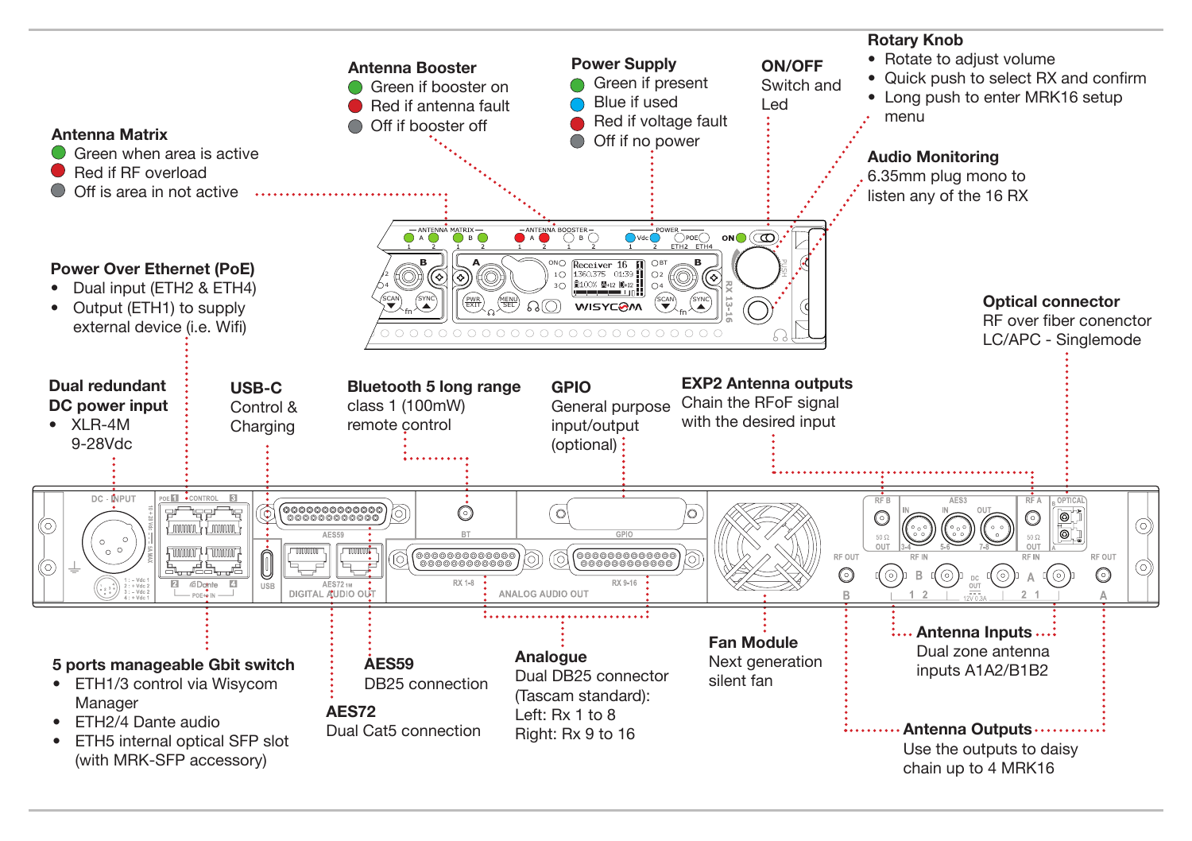**Antenna Matrix**
- Green when area is active
- Red if RF overload
- Off is area in not active

**Antenna Booster**
- Green if booster on
- Red if antenna fault
- Off if booster off

**Power Supply**
- Green if present
- Blue if used
- Red if voltage fault
- Off if no power

**ON/OFF**
Switch and Led

**Rotary Knob**
- Rotate to adjust volume
- Quick push to select RX and confirm
- Long push to enter MRK16 setup menu

**Audio Monitoring**
6.35mm plug mono to listen any of the 16 RX

**Power Over Ethernet (PoE)**
- Dual input (ETH2 & ETH4)
- Output (ETH1) to supply external device (i.e. Wifi)

**Optical connector**
RF over fiber conenctor LC/APC - Singlemode

**Dual redundant DC power input**
- XLR-4M 9-28Vdc

**USB-C**
Control & Charging

**Bluetooth 5 long range**
class 1 (100mW) remote control

**GPIO**
General purpose input/output (optional)

**EXP2 Antenna outputs**
Chain the RFoF signal with the desired input

**5 ports manageable Gbit switch**
- ETH1/3 control via Wisycom Manager
- ETH2/4 Dante audio
- ETH5 internal optical SFP slot (with MRK-SFP accessory)

**AES59**
DB25 connection

**AES72**
Dual Cat5 connection

**Analogue**
Dual DB25 connector (Tascam standard):
Left: Rx 1 to 8
Right: Rx 9 to 16

**Fan Module**
Next generation silent fan

**Antenna Inputs**
Dual zone antenna inputs A1A2/B1B2

**Antenna Outputs**
Use the outputs to daisy chain up to 4 MRK16